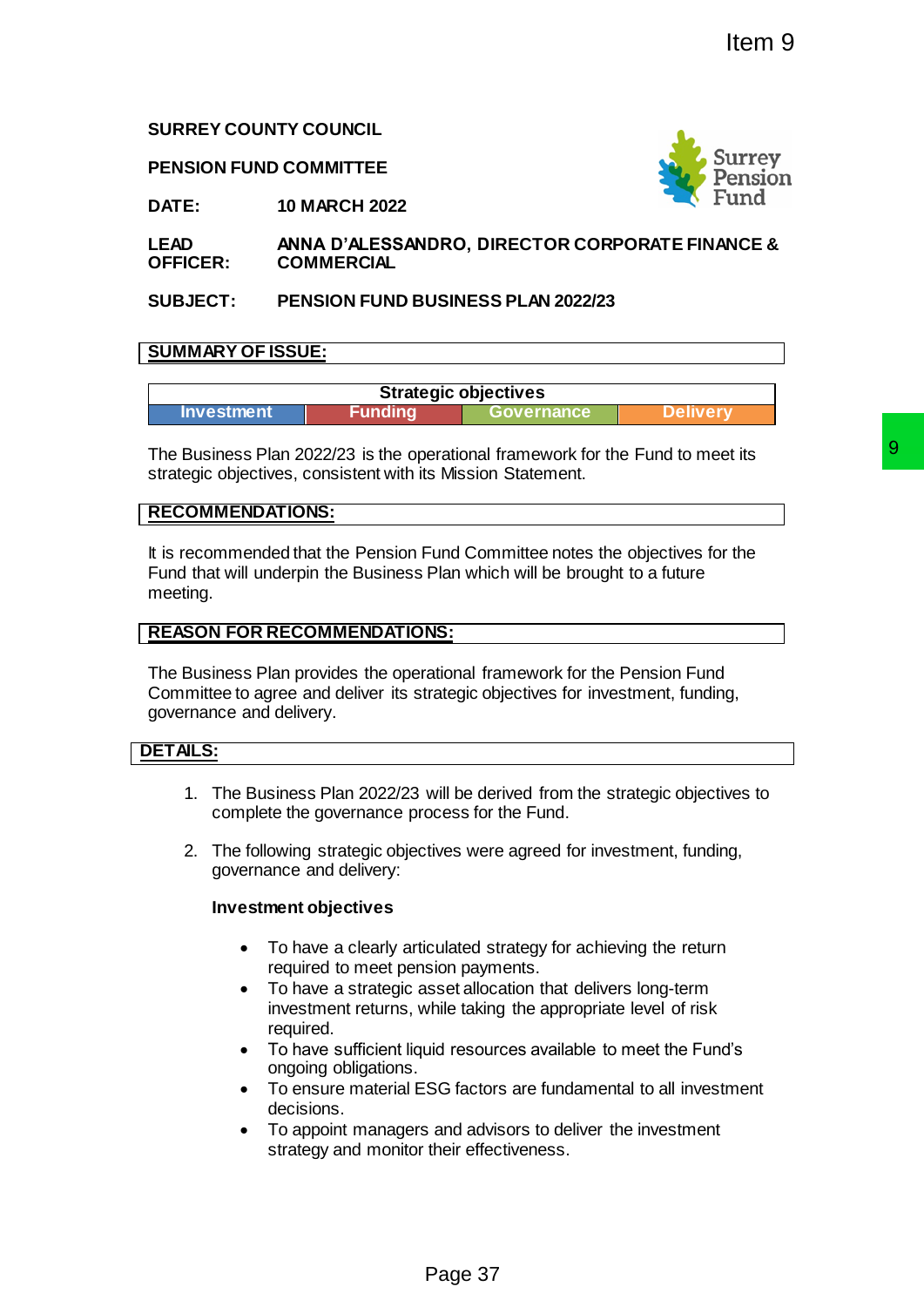Item 9

**SURREY COUNTY COUNCIL**

**PENSION FUND COMMITTEE**

**DATE:** **10 MARCH 2022**

**LEAD OFFICER:** **ANNA D'ALESSANDRO, DIRECTOR CORPORATE FINANCE & COMMERCIAL**

**SUBJECT:** **PENSION FUND BUSINESS PLAN 2022/23**

## SUMMARY OF ISSUE:

| Strategic objectives | | | |
|---|---|---|---|
| Investment | Funding | Governance | Delivery |

The Business Plan 2022/23 is the operational framework for the Fund to meet its strategic objectives, consistent with its Mission Statement.

## RECOMMENDATIONS:

It is recommended that the Pension Fund Committee notes the objectives for the Fund that will underpin the Business Plan which will be brought to a future meeting.

## REASON FOR RECOMMENDATIONS:

The Business Plan provides the operational framework for the Pension Fund Committee to agree and deliver its strategic objectives for investment, funding, governance and delivery.

## DETAILS:

1. The Business Plan 2022/23 will be derived from the strategic objectives to complete the governance process for the Fund.

2. The following strategic objectives were agreed for investment, funding, governance and delivery:

   **Investment objectives**

   - To have a clearly articulated strategy for achieving the return required to meet pension payments.
   - To have a strategic asset allocation that delivers long-term investment returns, while taking the appropriate level of risk required.
   - To have sufficient liquid resources available to meet the Fund's ongoing obligations.
   - To ensure material ESG factors are fundamental to all investment decisions.
   - To appoint managers and advisors to deliver the investment strategy and monitor their effectiveness.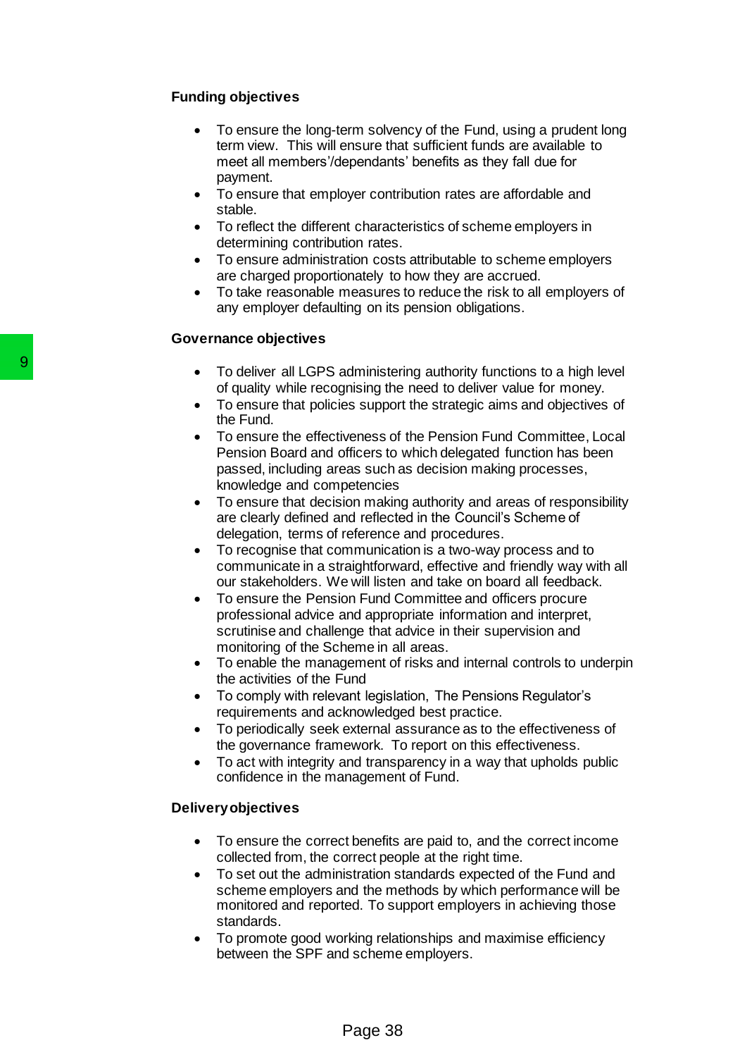**Funding objectives**

- To ensure the long-term solvency of the Fund, using a prudent long term view. This will ensure that sufficient funds are available to meet all members'/dependants' benefits as they fall due for payment.
- To ensure that employer contribution rates are affordable and stable.
- To reflect the different characteristics of scheme employers in determining contribution rates.
- To ensure administration costs attributable to scheme employers are charged proportionately to how they are accrued.
- To take reasonable measures to reduce the risk to all employers of any employer defaulting on its pension obligations.

**Governance objectives**

- To deliver all LGPS administering authority functions to a high level of quality while recognising the need to deliver value for money.
- To ensure that policies support the strategic aims and objectives of the Fund.
- To ensure the effectiveness of the Pension Fund Committee, Local Pension Board and officers to which delegated function has been passed, including areas such as decision making processes, knowledge and competencies
- To ensure that decision making authority and areas of responsibility are clearly defined and reflected in the Council's Scheme of delegation, terms of reference and procedures.
- To recognise that communication is a two-way process and to communicate in a straightforward, effective and friendly way with all our stakeholders. We will listen and take on board all feedback.
- To ensure the Pension Fund Committee and officers procure professional advice and appropriate information and interpret, scrutinise and challenge that advice in their supervision and monitoring of the Scheme in all areas.
- To enable the management of risks and internal controls to underpin the activities of the Fund
- To comply with relevant legislation, The Pensions Regulator's requirements and acknowledged best practice.
- To periodically seek external assurance as to the effectiveness of the governance framework. To report on this effectiveness.
- To act with integrity and transparency in a way that upholds public confidence in the management of Fund.

**Delivery objectives**

- To ensure the correct benefits are paid to, and the correct income collected from, the correct people at the right time.
- To set out the administration standards expected of the Fund and scheme employers and the methods by which performance will be monitored and reported. To support employers in achieving those standards.
- To promote good working relationships and maximise efficiency between the SPF and scheme employers.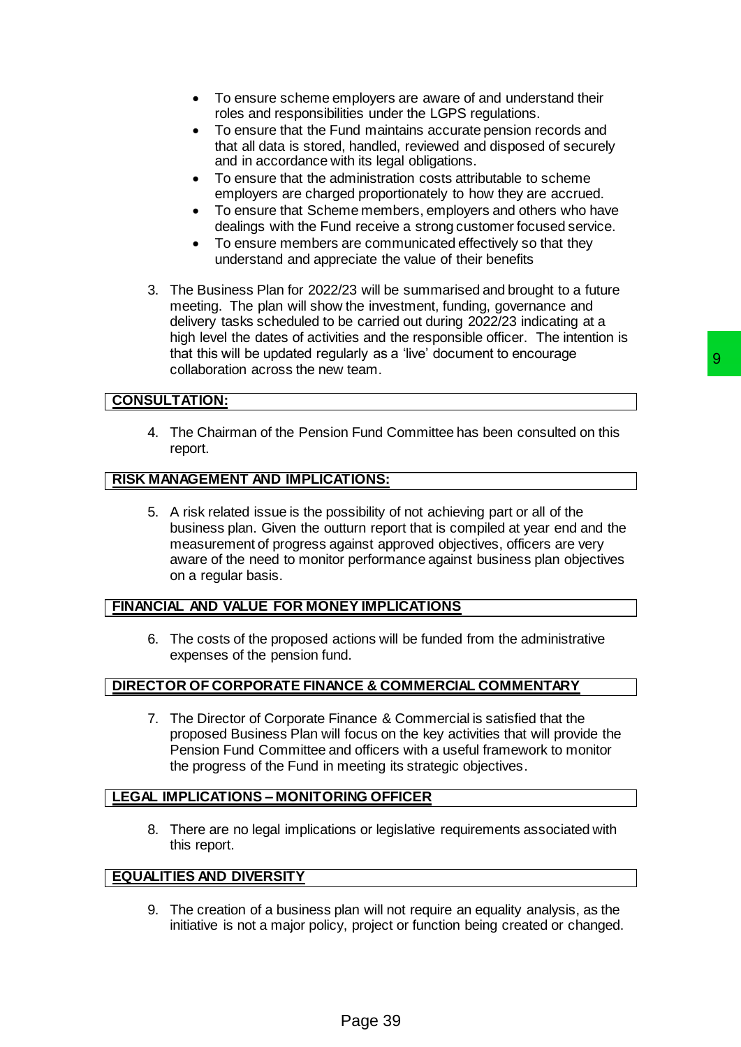- To ensure scheme employers are aware of and understand their roles and responsibilities under the LGPS regulations.
- To ensure that the Fund maintains accurate pension records and that all data is stored, handled, reviewed and disposed of securely and in accordance with its legal obligations.
- To ensure that the administration costs attributable to scheme employers are charged proportionately to how they are accrued.
- To ensure that Scheme members, employers and others who have dealings with the Fund receive a strong customer focused service.
- To ensure members are communicated effectively so that they understand and appreciate the value of their benefits

3. The Business Plan for 2022/23 will be summarised and brought to a future meeting. The plan will show the investment, funding, governance and delivery tasks scheduled to be carried out during 2022/23 indicating at a high level the dates of activities and the responsible officer. The intention is that this will be updated regularly as a 'live' document to encourage collaboration across the new team.

## CONSULTATION:

4. The Chairman of the Pension Fund Committee has been consulted on this report.

## RISK MANAGEMENT AND IMPLICATIONS:

5. A risk related issue is the possibility of not achieving part or all of the business plan. Given the outturn report that is compiled at year end and the measurement of progress against approved objectives, officers are very aware of the need to monitor performance against business plan objectives on a regular basis.

## FINANCIAL AND VALUE FOR MONEY IMPLICATIONS

6. The costs of the proposed actions will be funded from the administrative expenses of the pension fund.

## DIRECTOR OF CORPORATE FINANCE & COMMERCIAL COMMENTARY

7. The Director of Corporate Finance & Commercial is satisfied that the proposed Business Plan will focus on the key activities that will provide the Pension Fund Committee and officers with a useful framework to monitor the progress of the Fund in meeting its strategic objectives.

## LEGAL IMPLICATIONS – MONITORING OFFICER

8. There are no legal implications or legislative requirements associated with this report.

## EQUALITIES AND DIVERSITY

9. The creation of a business plan will not require an equality analysis, as the initiative is not a major policy, project or function being created or changed.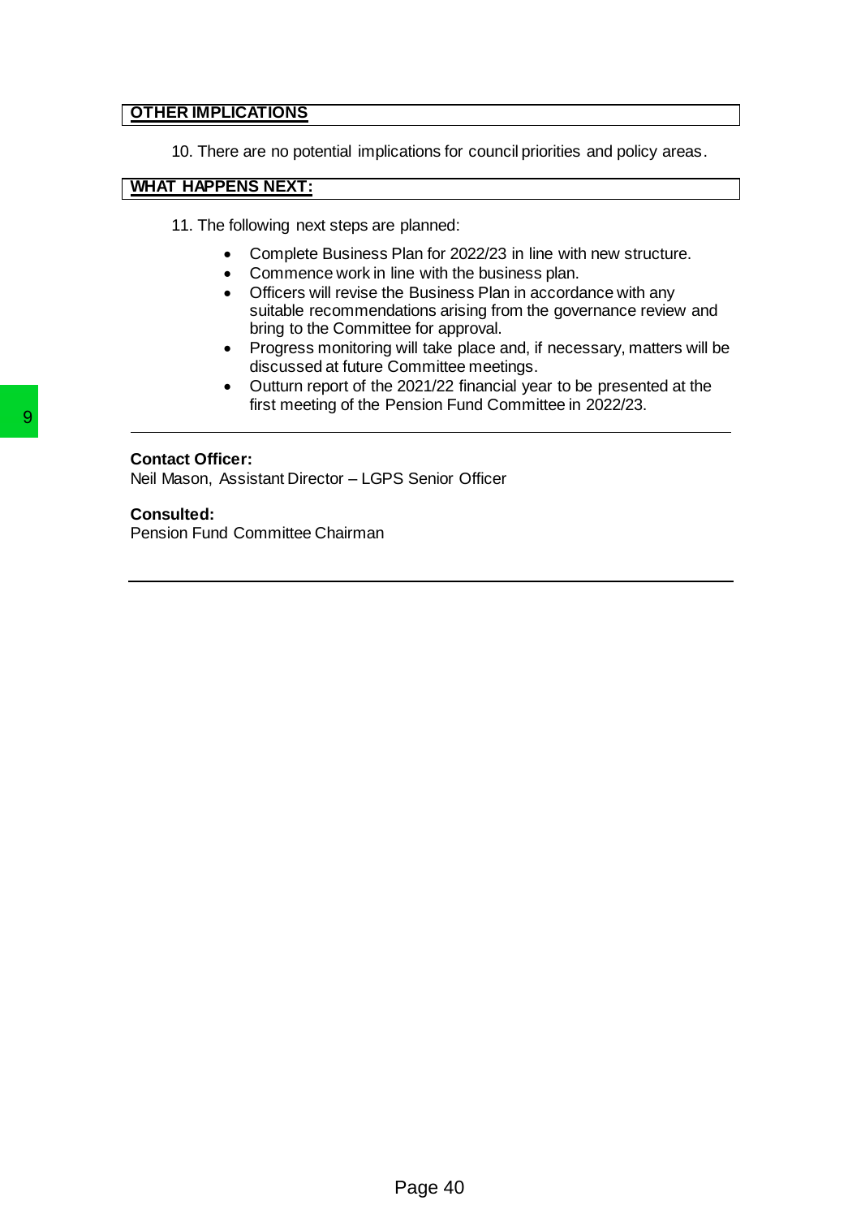## OTHER IMPLICATIONS

10. There are no potential implications for council priorities and policy areas.

## WHAT HAPPENS NEXT:

11. The following next steps are planned:

- Complete Business Plan for 2022/23 in line with new structure.
- Commence work in line with the business plan.
- Officers will revise the Business Plan in accordance with any suitable recommendations arising from the governance review and bring to the Committee for approval.
- Progress monitoring will take place and, if necessary, matters will be discussed at future Committee meetings.
- Outturn report of the 2021/22 financial year to be presented at the first meeting of the Pension Fund Committee in 2022/23.

---

**Contact Officer:**
Neil Mason, Assistant Director – LGPS Senior Officer

**Consulted:**
Pension Fund Committee Chairman